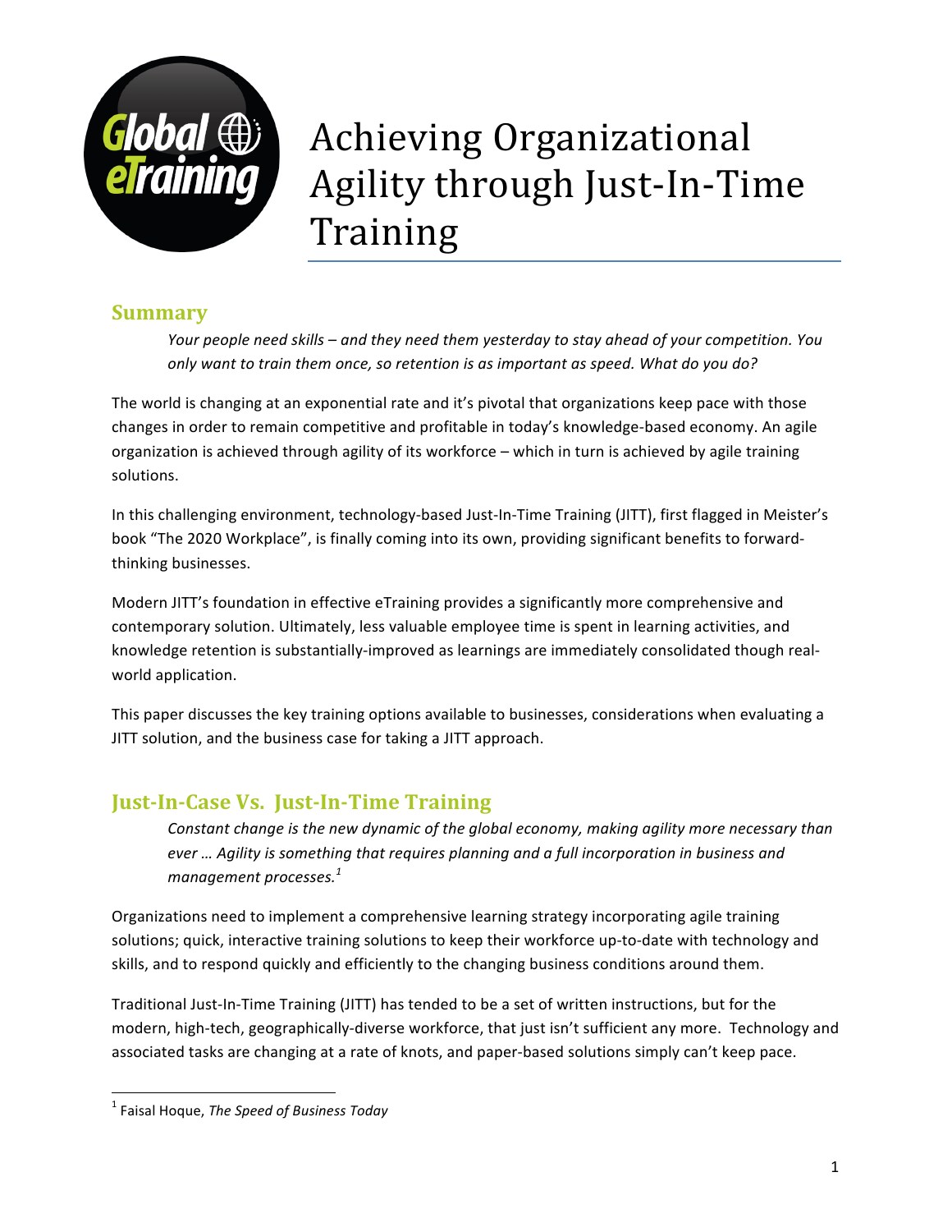# Achieving Organizational Agility through Just-In-Time Training

## Summary

*Your people need skills – and they need them yesterday to stay ahead of your competition. You only want to train them once, so retention is as important as speed. What do you do?*

The world is changing at an exponential rate and it's pivotal that organizations keep pace with those changes in order to remain competitive and profitable in today's knowledge-based economy. An agile organization is achieved through agility of its workforce – which in turn is achieved by agile training solutions.

In this challenging environment, technology-based Just-In-Time Training (JITT), first flagged in Meister's book "The 2020 Workplace", is finally coming into its own, providing significant benefits to forward-thinking businesses.

Modern JITT's foundation in effective eTraining provides a significantly more comprehensive and contemporary solution. Ultimately, less valuable employee time is spent in learning activities, and knowledge retention is substantially-improved as learnings are immediately consolidated though real-world application.

This paper discusses the key training options available to businesses, considerations when evaluating a JITT solution, and the business case for taking a JITT approach.

## Just-In-Case Vs. Just-In-Time Training

*Constant change is the new dynamic of the global economy, making agility more necessary than ever … Agility is something that requires planning and a full incorporation in business and management processes.*[1]

Organizations need to implement a comprehensive learning strategy incorporating agile training solutions; quick, interactive training solutions to keep their workforce up-to-date with technology and skills, and to respond quickly and efficiently to the changing business conditions around them.

Traditional Just-In-Time Training (JITT) has tended to be a set of written instructions, but for the modern, high-tech, geographically-diverse workforce, that just isn't sufficient any more. Technology and associated tasks are changing at a rate of knots, and paper-based solutions simply can't keep pace.

---

[1] Faisal Hoque, *The Speed of Business Today*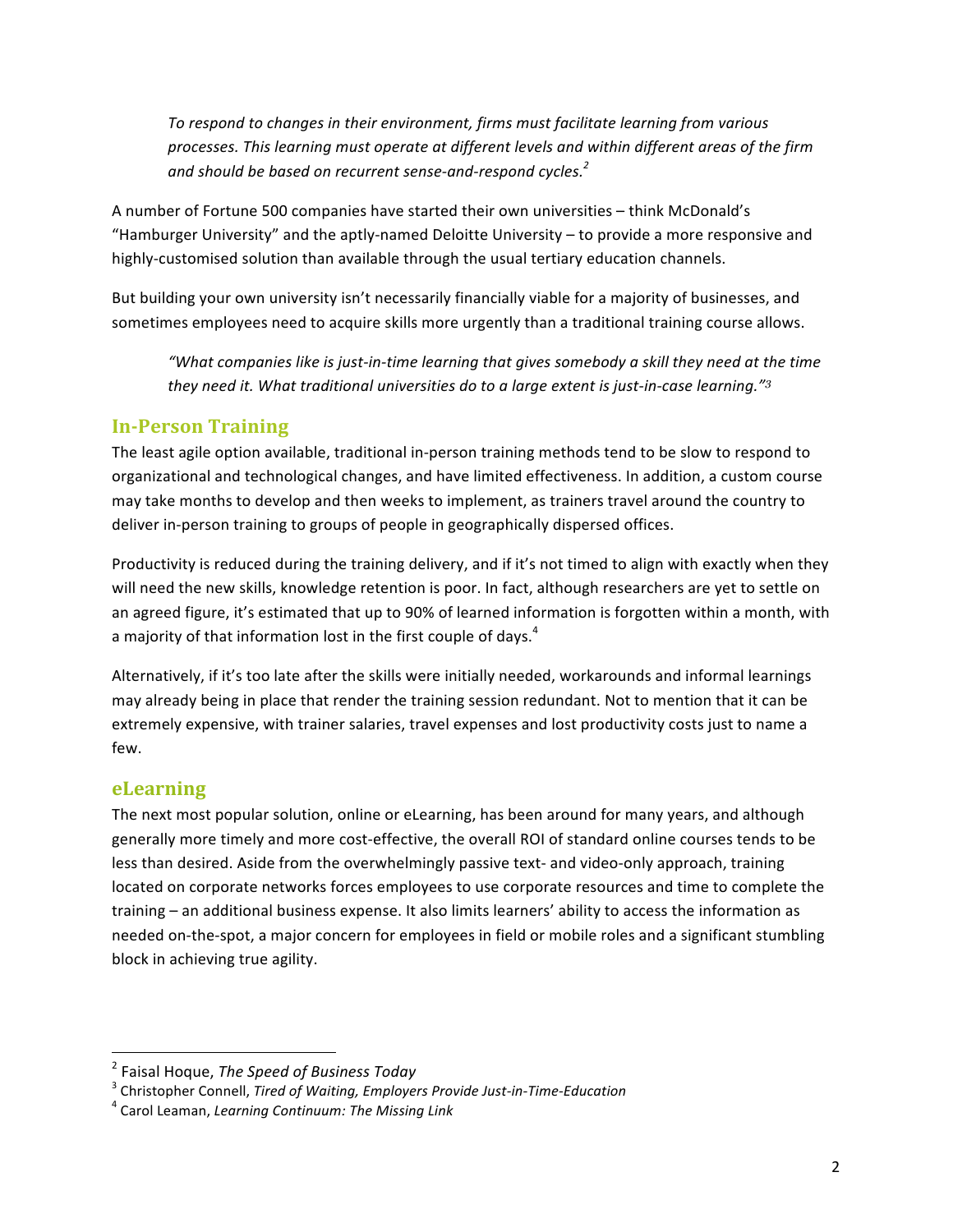*To respond to changes in their environment, firms must facilitate learning from various processes. This learning must operate at different levels and within different areas of the firm and should be based on recurrent sense-and-respond cycles.*[2]

A number of Fortune 500 companies have started their own universities – think McDonald's "Hamburger University" and the aptly-named Deloitte University – to provide a more responsive and highly-customised solution than available through the usual tertiary education channels.

But building your own university isn't necessarily financially viable for a majority of businesses, and sometimes employees need to acquire skills more urgently than a traditional training course allows.

*"What companies like is just-in-time learning that gives somebody a skill they need at the time they need it. What traditional universities do to a large extent is just-in-case learning."*[3]

## In-Person Training

The least agile option available, traditional in-person training methods tend to be slow to respond to organizational and technological changes, and have limited effectiveness. In addition, a custom course may take months to develop and then weeks to implement, as trainers travel around the country to deliver in-person training to groups of people in geographically dispersed offices.

Productivity is reduced during the training delivery, and if it's not timed to align with exactly when they will need the new skills, knowledge retention is poor. In fact, although researchers are yet to settle on an agreed figure, it's estimated that up to 90% of learned information is forgotten within a month, with a majority of that information lost in the first couple of days.[4]

Alternatively, if it's too late after the skills were initially needed, workarounds and informal learnings may already being in place that render the training session redundant. Not to mention that it can be extremely expensive, with trainer salaries, travel expenses and lost productivity costs just to name a few.

## eLearning

The next most popular solution, online or eLearning, has been around for many years, and although generally more timely and more cost-effective, the overall ROI of standard online courses tends to be less than desired. Aside from the overwhelmingly passive text- and video-only approach, training located on corporate networks forces employees to use corporate resources and time to complete the training – an additional business expense. It also limits learners' ability to access the information as needed on-the-spot, a major concern for employees in field or mobile roles and a significant stumbling block in achieving true agility.

---

[2] Faisal Hoque, *The Speed of Business Today*

[3] Christopher Connell, *Tired of Waiting, Employers Provide Just-in-Time-Education*

[4] Carol Leaman, *Learning Continuum: The Missing Link*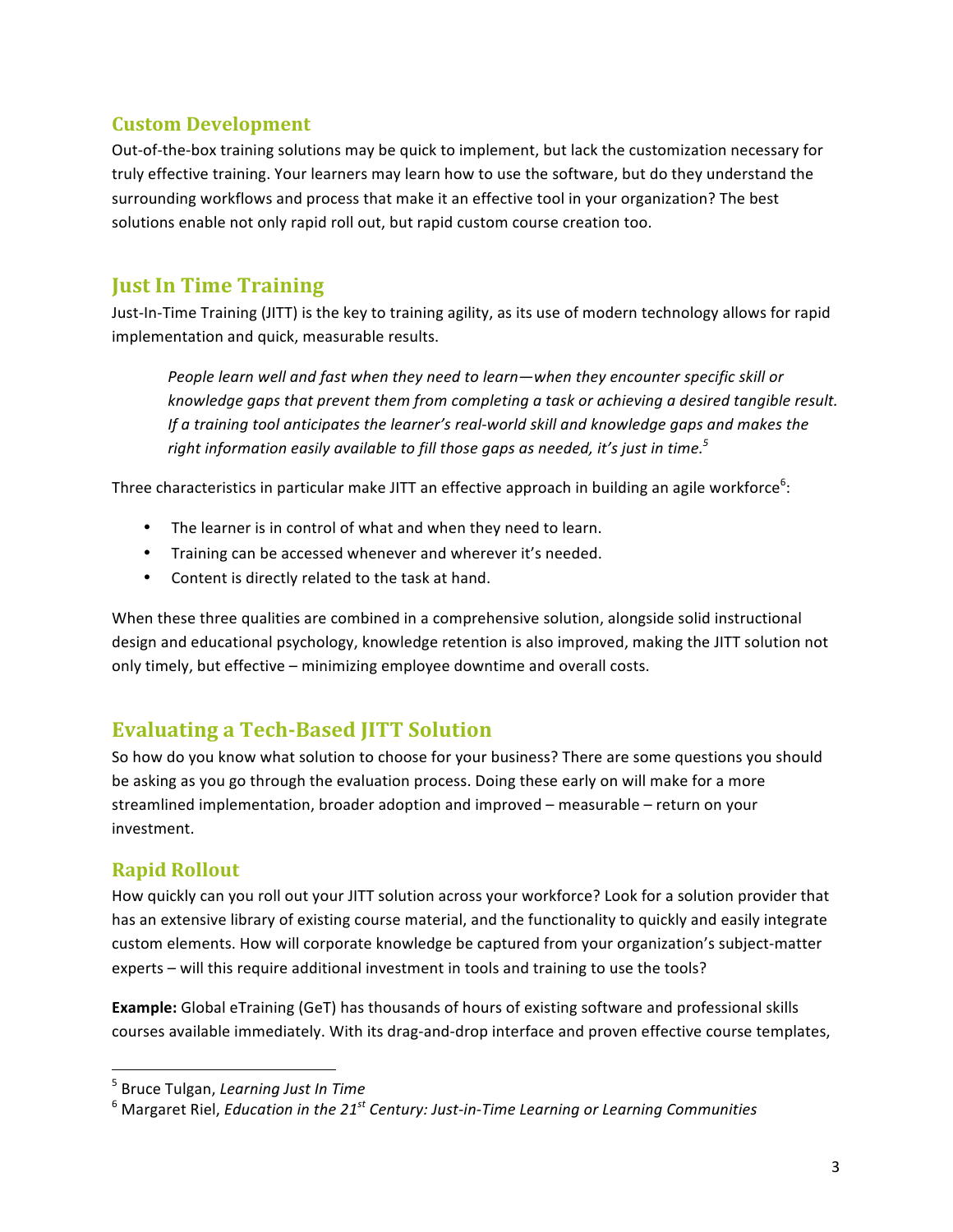## Custom Development

Out-of-the-box training solutions may be quick to implement, but lack the customization necessary for truly effective training. Your learners may learn how to use the software, but do they understand the surrounding workflows and process that make it an effective tool in your organization? The best solutions enable not only rapid roll out, but rapid custom course creation too.

## Just In Time Training

Just-In-Time Training (JITT) is the key to training agility, as its use of modern technology allows for rapid implementation and quick, measurable results.

> *People learn well and fast when they need to learn—when they encounter specific skill or knowledge gaps that prevent them from completing a task or achieving a desired tangible result. If a training tool anticipates the learner's real-world skill and knowledge gaps and makes the right information easily available to fill those gaps as needed, it's just in time.*[5]

Three characteristics in particular make JITT an effective approach in building an agile workforce[6]:

- The learner is in control of what and when they need to learn.
- Training can be accessed whenever and wherever it's needed.
- Content is directly related to the task at hand.

When these three qualities are combined in a comprehensive solution, alongside solid instructional design and educational psychology, knowledge retention is also improved, making the JITT solution not only timely, but effective – minimizing employee downtime and overall costs.

## Evaluating a Tech-Based JITT Solution

So how do you know what solution to choose for your business? There are some questions you should be asking as you go through the evaluation process. Doing these early on will make for a more streamlined implementation, broader adoption and improved – measurable – return on your investment.

### Rapid Rollout

How quickly can you roll out your JITT solution across your workforce? Look for a solution provider that has an extensive library of existing course material, and the functionality to quickly and easily integrate custom elements. How will corporate knowledge be captured from your organization's subject-matter experts – will this require additional investment in tools and training to use the tools?

**Example:** Global eTraining (GeT) has thousands of hours of existing software and professional skills courses available immediately. With its drag-and-drop interface and proven effective course templates,

---

[5] Bruce Tulgan, *Learning Just In Time*

[6] Margaret Riel, *Education in the 21st Century: Just-in-Time Learning or Learning Communities*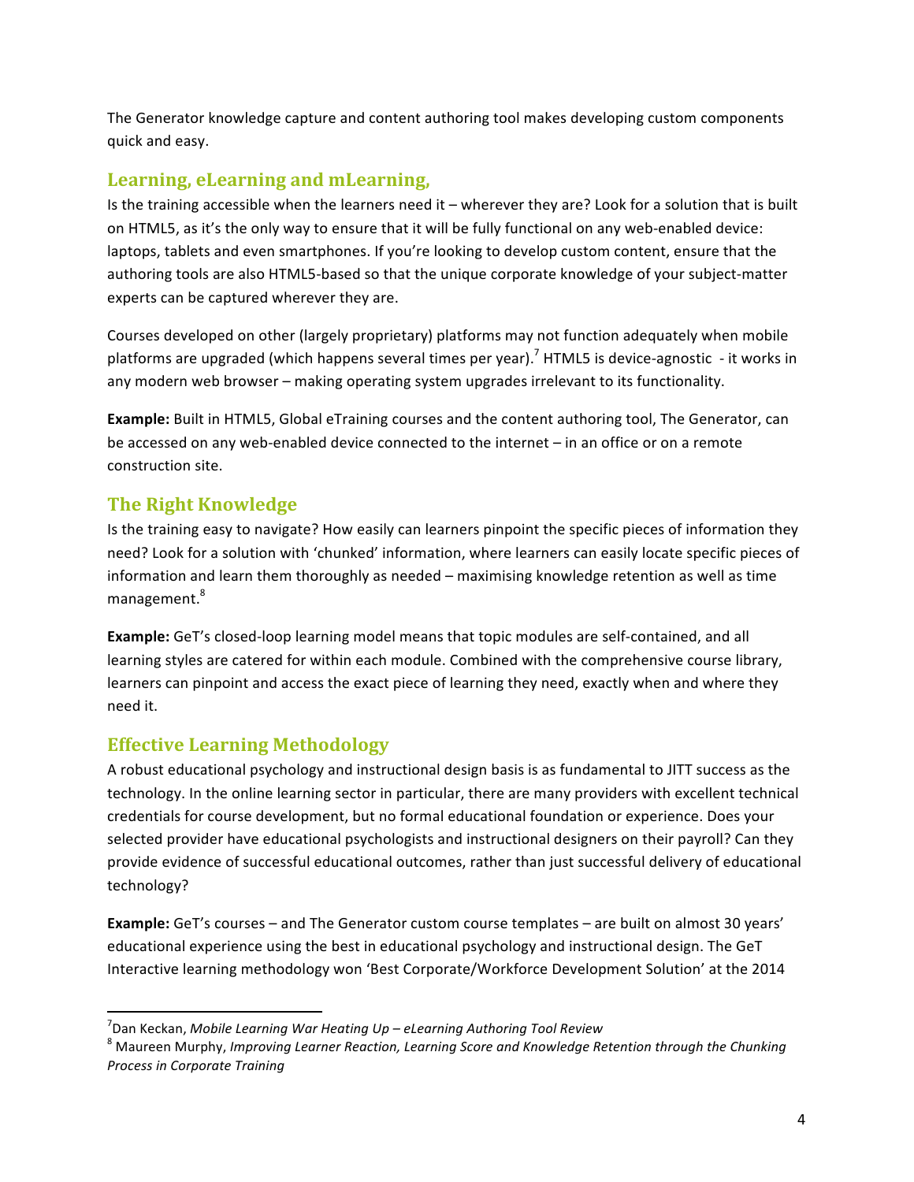The Generator knowledge capture and content authoring tool makes developing custom components quick and easy.

## Learning, eLearning and mLearning,

Is the training accessible when the learners need it – wherever they are? Look for a solution that is built on HTML5, as it's the only way to ensure that it will be fully functional on any web-enabled device: laptops, tablets and even smartphones. If you're looking to develop custom content, ensure that the authoring tools are also HTML5-based so that the unique corporate knowledge of your subject-matter experts can be captured wherever they are.

Courses developed on other (largely proprietary) platforms may not function adequately when mobile platforms are upgraded (which happens several times per year).[7] HTML5 is device-agnostic - it works in any modern web browser – making operating system upgrades irrelevant to its functionality.

**Example:** Built in HTML5, Global eTraining courses and the content authoring tool, The Generator, can be accessed on any web-enabled device connected to the internet – in an office or on a remote construction site.

## The Right Knowledge

Is the training easy to navigate? How easily can learners pinpoint the specific pieces of information they need? Look for a solution with 'chunked' information, where learners can easily locate specific pieces of information and learn them thoroughly as needed – maximising knowledge retention as well as time management.[8]

**Example:** GeT's closed-loop learning model means that topic modules are self-contained, and all learning styles are catered for within each module. Combined with the comprehensive course library, learners can pinpoint and access the exact piece of learning they need, exactly when and where they need it.

## Effective Learning Methodology

A robust educational psychology and instructional design basis is as fundamental to JITT success as the technology. In the online learning sector in particular, there are many providers with excellent technical credentials for course development, but no formal educational foundation or experience. Does your selected provider have educational psychologists and instructional designers on their payroll? Can they provide evidence of successful educational outcomes, rather than just successful delivery of educational technology?

**Example:** GeT's courses – and The Generator custom course templates – are built on almost 30 years' educational experience using the best in educational psychology and instructional design. The GeT Interactive learning methodology won 'Best Corporate/Workforce Development Solution' at the 2014

---

[7] Dan Keckan, *Mobile Learning War Heating Up – eLearning Authoring Tool Review*

[8] Maureen Murphy, *Improving Learner Reaction, Learning Score and Knowledge Retention through the Chunking Process in Corporate Training*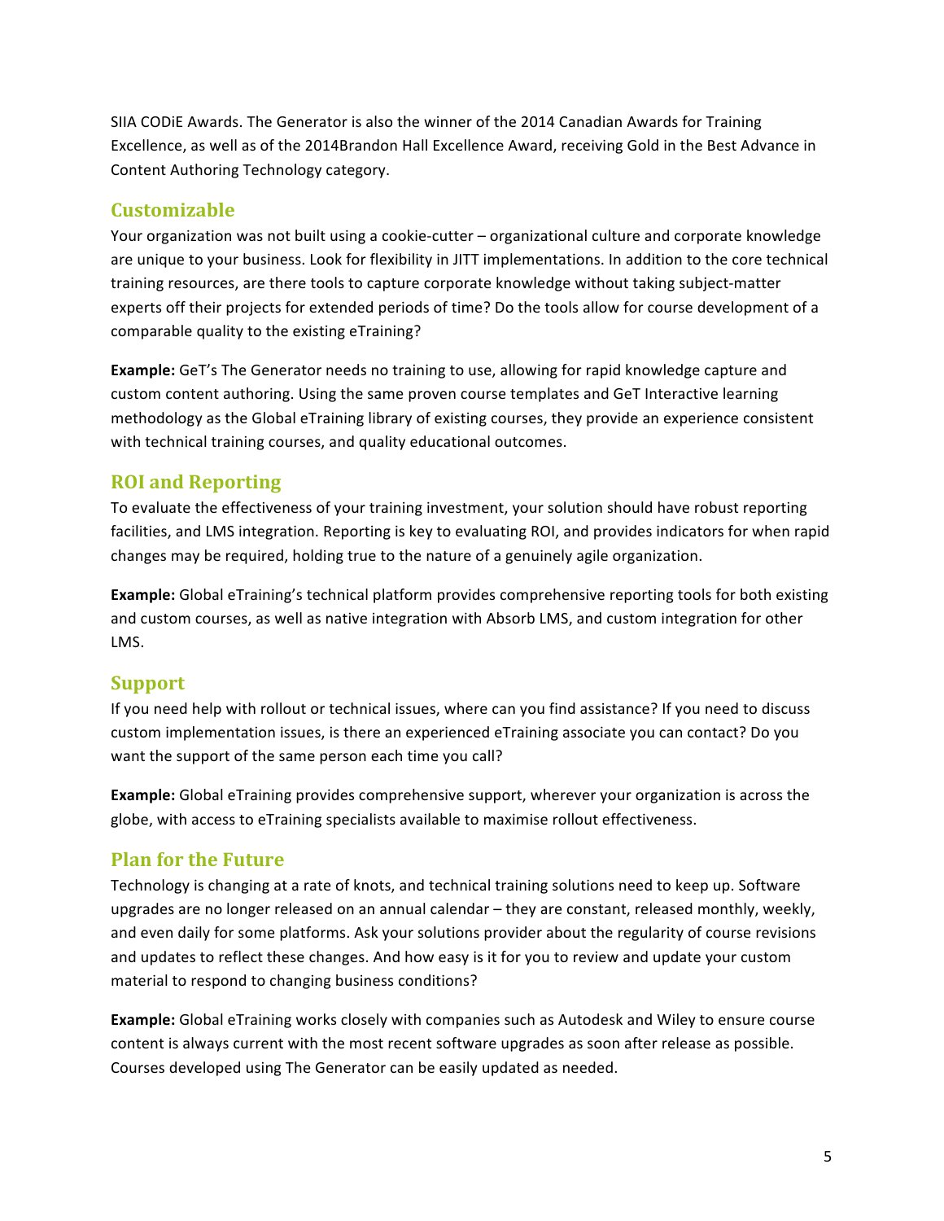SIIA CODiE Awards. The Generator is also the winner of the 2014 Canadian Awards for Training Excellence, as well as of the 2014Brandon Hall Excellence Award, receiving Gold in the Best Advance in Content Authoring Technology category.

## Customizable

Your organization was not built using a cookie-cutter – organizational culture and corporate knowledge are unique to your business. Look for flexibility in JITT implementations. In addition to the core technical training resources, are there tools to capture corporate knowledge without taking subject-matter experts off their projects for extended periods of time? Do the tools allow for course development of a comparable quality to the existing eTraining?

**Example:** GeT's The Generator needs no training to use, allowing for rapid knowledge capture and custom content authoring. Using the same proven course templates and GeT Interactive learning methodology as the Global eTraining library of existing courses, they provide an experience consistent with technical training courses, and quality educational outcomes.

## ROI and Reporting

To evaluate the effectiveness of your training investment, your solution should have robust reporting facilities, and LMS integration. Reporting is key to evaluating ROI, and provides indicators for when rapid changes may be required, holding true to the nature of a genuinely agile organization.

**Example:** Global eTraining's technical platform provides comprehensive reporting tools for both existing and custom courses, as well as native integration with Absorb LMS, and custom integration for other LMS.

## Support

If you need help with rollout or technical issues, where can you find assistance? If you need to discuss custom implementation issues, is there an experienced eTraining associate you can contact? Do you want the support of the same person each time you call?

**Example:** Global eTraining provides comprehensive support, wherever your organization is across the globe, with access to eTraining specialists available to maximise rollout effectiveness.

## Plan for the Future

Technology is changing at a rate of knots, and technical training solutions need to keep up. Software upgrades are no longer released on an annual calendar – they are constant, released monthly, weekly, and even daily for some platforms. Ask your solutions provider about the regularity of course revisions and updates to reflect these changes. And how easy is it for you to review and update your custom material to respond to changing business conditions?

**Example:** Global eTraining works closely with companies such as Autodesk and Wiley to ensure course content is always current with the most recent software upgrades as soon after release as possible. Courses developed using The Generator can be easily updated as needed.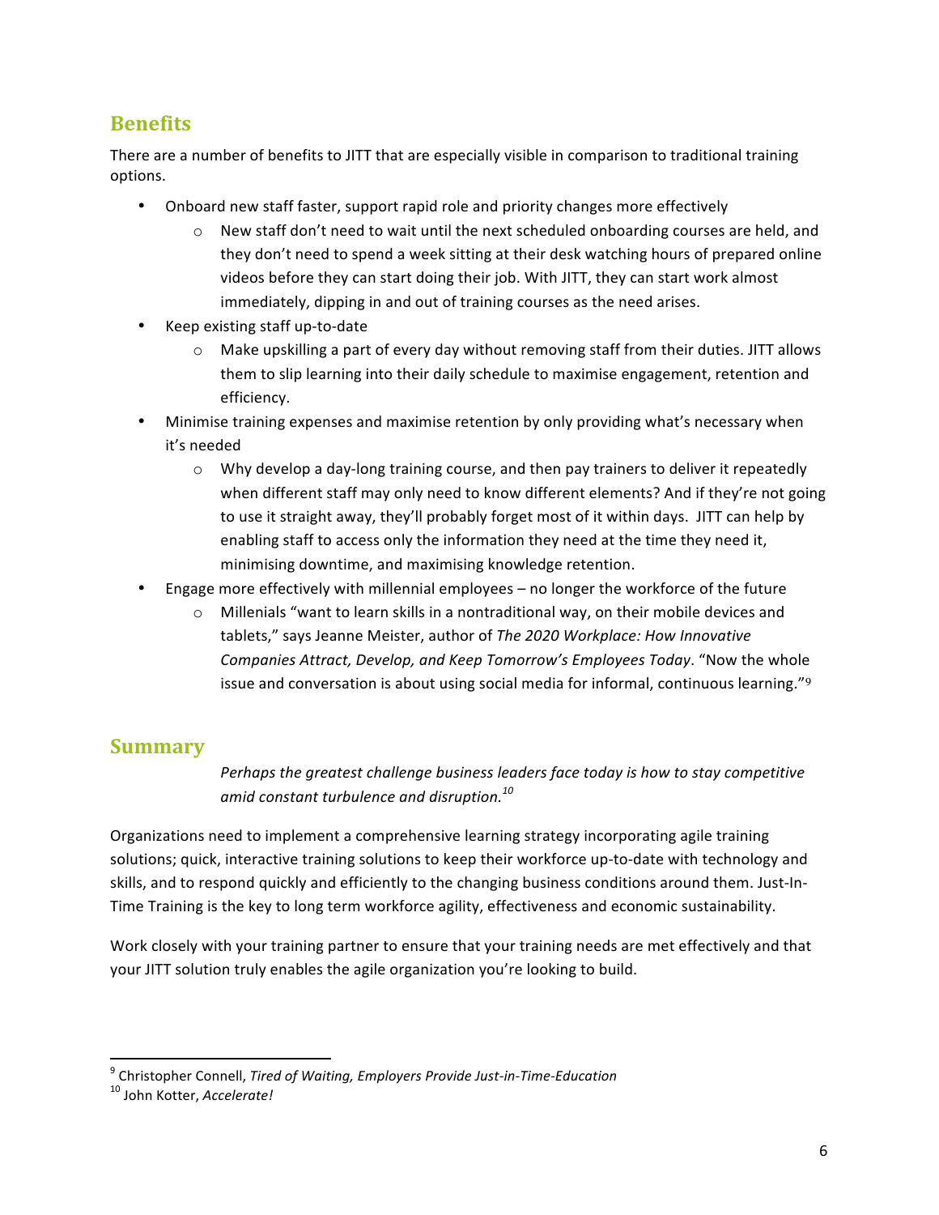## Benefits

There are a number of benefits to JITT that are especially visible in comparison to traditional training options.

- Onboard new staff faster, support rapid role and priority changes more effectively
  - New staff don't need to wait until the next scheduled onboarding courses are held, and they don't need to spend a week sitting at their desk watching hours of prepared online videos before they can start doing their job. With JITT, they can start work almost immediately, dipping in and out of training courses as the need arises.
- Keep existing staff up-to-date
  - Make upskilling a part of every day without removing staff from their duties. JITT allows them to slip learning into their daily schedule to maximise engagement, retention and efficiency.
- Minimise training expenses and maximise retention by only providing what's necessary when it's needed
  - Why develop a day-long training course, and then pay trainers to deliver it repeatedly when different staff may only need to know different elements? And if they're not going to use it straight away, they'll probably forget most of it within days. JITT can help by enabling staff to access only the information they need at the time they need it, minimising downtime, and maximising knowledge retention.
- Engage more effectively with millennial employees – no longer the workforce of the future
  - Millenials "want to learn skills in a nontraditional way, on their mobile devices and tablets," says Jeanne Meister, author of *The 2020 Workplace: How Innovative Companies Attract, Develop, and Keep Tomorrow's Employees Today*. "Now the whole issue and conversation is about using social media for informal, continuous learning."[9]

## Summary

> *Perhaps the greatest challenge business leaders face today is how to stay competitive amid constant turbulence and disruption.*[10]

Organizations need to implement a comprehensive learning strategy incorporating agile training solutions; quick, interactive training solutions to keep their workforce up-to-date with technology and skills, and to respond quickly and efficiently to the changing business conditions around them. Just-In-Time Training is the key to long term workforce agility, effectiveness and economic sustainability.

Work closely with your training partner to ensure that your training needs are met effectively and that your JITT solution truly enables the agile organization you're looking to build.

---

[9] Christopher Connell, *Tired of Waiting, Employers Provide Just-in-Time-Education*

[10] John Kotter, *Accelerate!*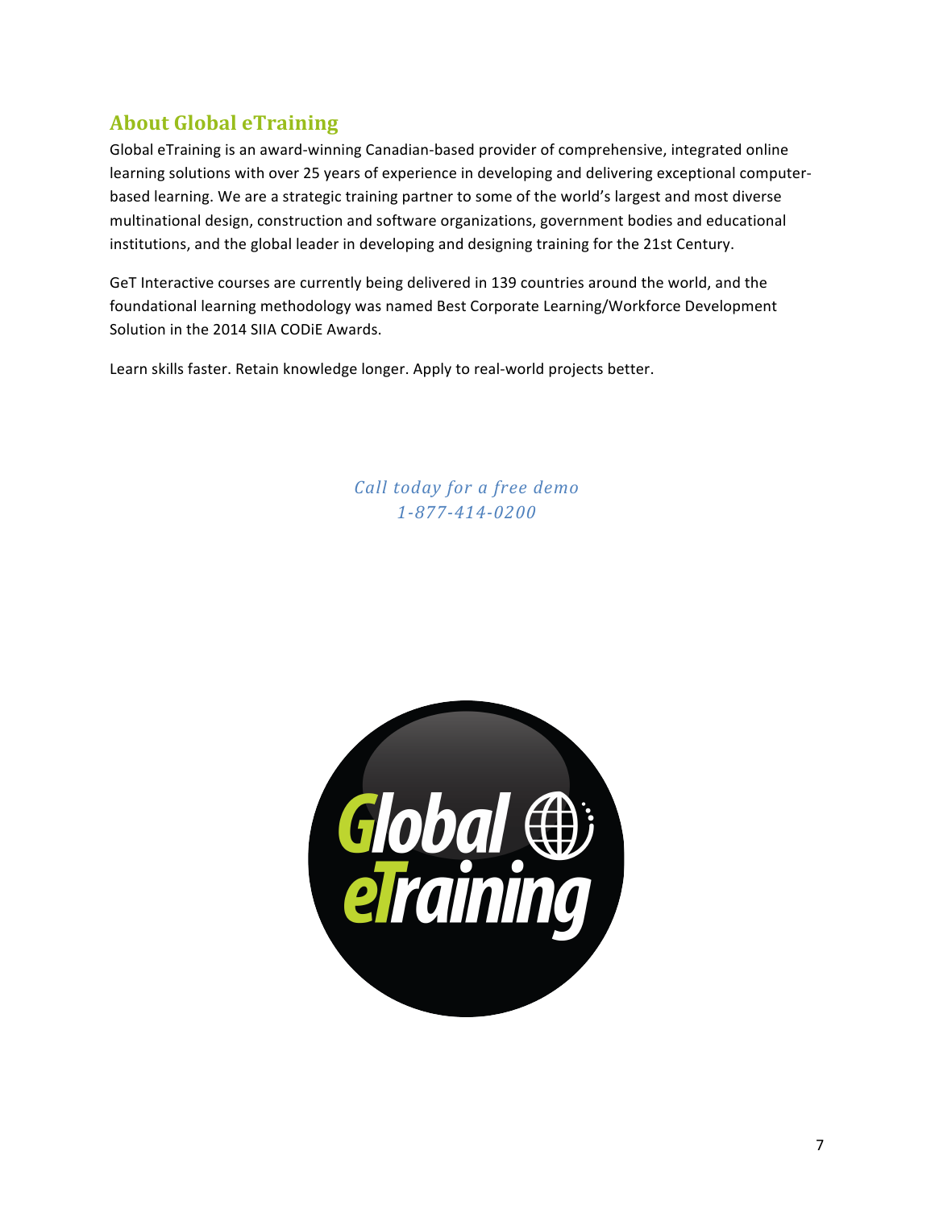## About Global eTraining

Global eTraining is an award-winning Canadian-based provider of comprehensive, integrated online learning solutions with over 25 years of experience in developing and delivering exceptional computer-based learning. We are a strategic training partner to some of the world's largest and most diverse multinational design, construction and software organizations, government bodies and educational institutions, and the global leader in developing and designing training for the 21st Century.

GeT Interactive courses are currently being delivered in 139 countries around the world, and the foundational learning methodology was named Best Corporate Learning/Workforce Development Solution in the 2014 SIIA CODiE Awards.

Learn skills faster. Retain knowledge longer. Apply to real-world projects better.

*Call today for a free demo*
*1-877-414-0200*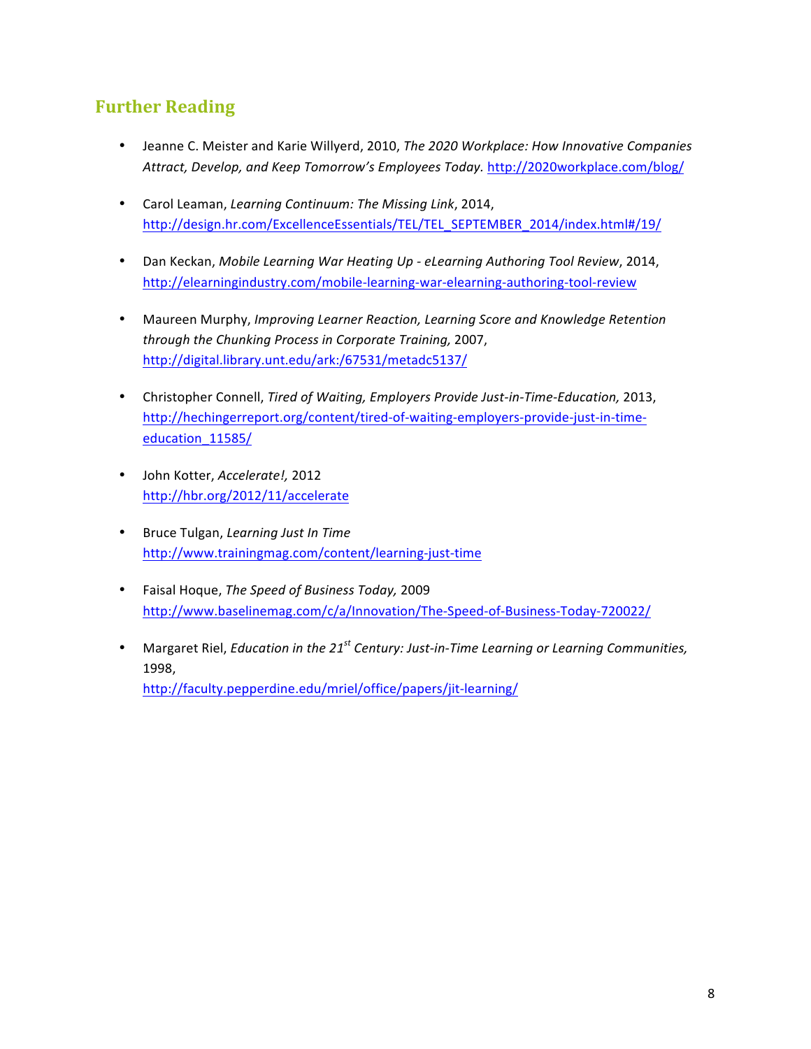## Further Reading

- Jeanne C. Meister and Karie Willyerd, 2010, *The 2020 Workplace: How Innovative Companies Attract, Develop, and Keep Tomorrow's Employees Today.* http://2020workplace.com/blog/

- Carol Leaman, *Learning Continuum: The Missing Link*, 2014, http://design.hr.com/ExcellenceEssentials/TEL/TEL_SEPTEMBER_2014/index.html#/19/

- Dan Keckan, *Mobile Learning War Heating Up - eLearning Authoring Tool Review*, 2014, http://elearningindustry.com/mobile-learning-war-elearning-authoring-tool-review

- Maureen Murphy, *Improving Learner Reaction, Learning Score and Knowledge Retention through the Chunking Process in Corporate Training,* 2007, http://digital.library.unt.edu/ark:/67531/metadc5137/

- Christopher Connell, *Tired of Waiting, Employers Provide Just-in-Time-Education,* 2013, http://hechingerreport.org/content/tired-of-waiting-employers-provide-just-in-time-education_11585/

- John Kotter, *Accelerate!,* 2012 http://hbr.org/2012/11/accelerate

- Bruce Tulgan, *Learning Just In Time* http://www.trainingmag.com/content/learning-just-time

- Faisal Hoque, *The Speed of Business Today,* 2009 http://www.baselinemag.com/c/a/Innovation/The-Speed-of-Business-Today-720022/

- Margaret Riel, *Education in the 21st Century: Just-in-Time Learning or Learning Communities,* 1998, http://faculty.pepperdine.edu/mriel/office/papers/jit-learning/